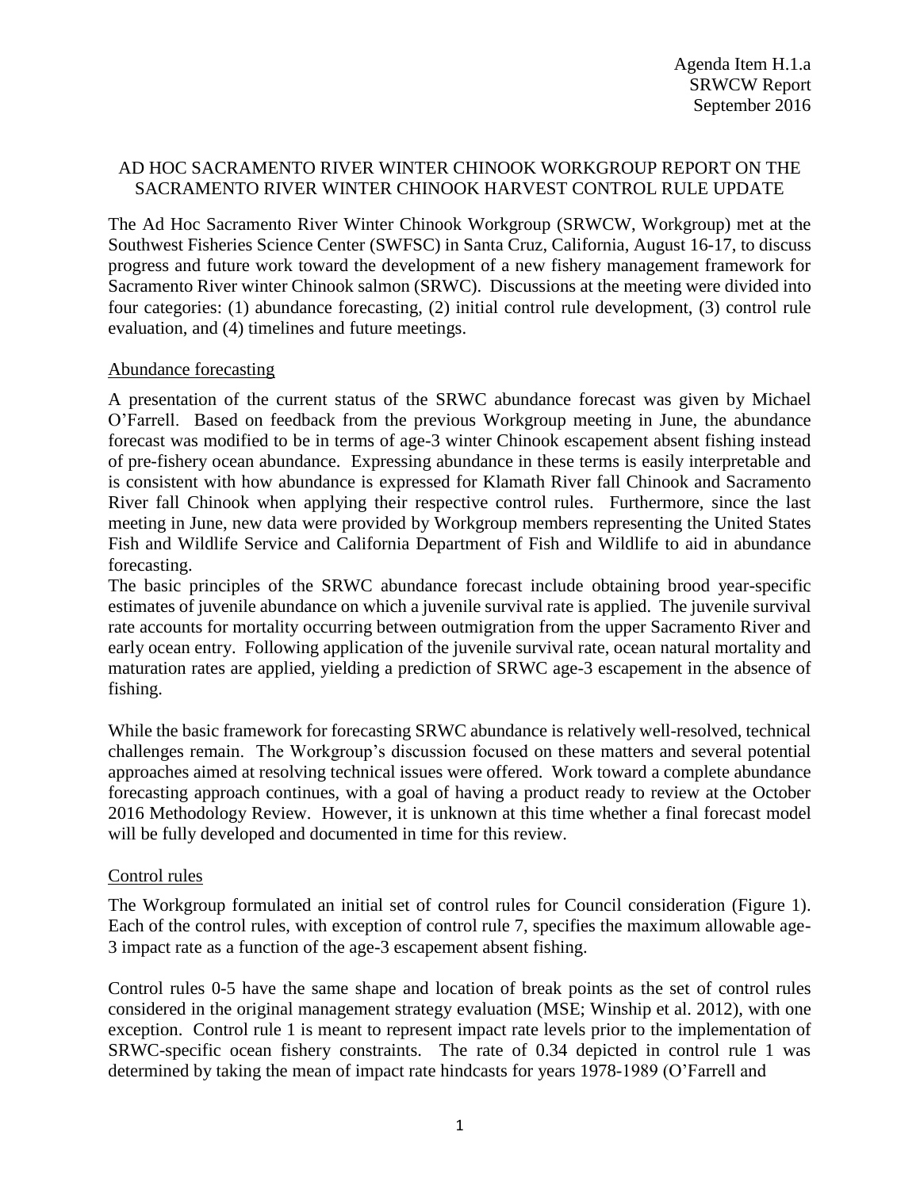Agenda Item H.1.a
SRWCW Report
September 2016

## AD HOC SACRAMENTO RIVER WINTER CHINOOK WORKGROUP REPORT ON THE SACRAMENTO RIVER WINTER CHINOOK HARVEST CONTROL RULE UPDATE

The Ad Hoc Sacramento River Winter Chinook Workgroup (SRWCW, Workgroup) met at the Southwest Fisheries Science Center (SWFSC) in Santa Cruz, California, August 16-17, to discuss progress and future work toward the development of a new fishery management framework for Sacramento River winter Chinook salmon (SRWC). Discussions at the meeting were divided into four categories: (1) abundance forecasting, (2) initial control rule development, (3) control rule evaluation, and (4) timelines and future meetings.

### Abundance forecasting

A presentation of the current status of the SRWC abundance forecast was given by Michael O'Farrell. Based on feedback from the previous Workgroup meeting in June, the abundance forecast was modified to be in terms of age-3 winter Chinook escapement absent fishing instead of pre-fishery ocean abundance. Expressing abundance in these terms is easily interpretable and is consistent with how abundance is expressed for Klamath River fall Chinook and Sacramento River fall Chinook when applying their respective control rules. Furthermore, since the last meeting in June, new data were provided by Workgroup members representing the United States Fish and Wildlife Service and California Department of Fish and Wildlife to aid in abundance forecasting.

The basic principles of the SRWC abundance forecast include obtaining brood year-specific estimates of juvenile abundance on which a juvenile survival rate is applied. The juvenile survival rate accounts for mortality occurring between outmigration from the upper Sacramento River and early ocean entry. Following application of the juvenile survival rate, ocean natural mortality and maturation rates are applied, yielding a prediction of SRWC age-3 escapement in the absence of fishing.

While the basic framework for forecasting SRWC abundance is relatively well-resolved, technical challenges remain. The Workgroup's discussion focused on these matters and several potential approaches aimed at resolving technical issues were offered. Work toward a complete abundance forecasting approach continues, with a goal of having a product ready to review at the October 2016 Methodology Review. However, it is unknown at this time whether a final forecast model will be fully developed and documented in time for this review.

### Control rules

The Workgroup formulated an initial set of control rules for Council consideration (Figure 1). Each of the control rules, with exception of control rule 7, specifies the maximum allowable age-3 impact rate as a function of the age-3 escapement absent fishing.

Control rules 0-5 have the same shape and location of break points as the set of control rules considered in the original management strategy evaluation (MSE; Winship et al. 2012), with one exception. Control rule 1 is meant to represent impact rate levels prior to the implementation of SRWC-specific ocean fishery constraints. The rate of 0.34 depicted in control rule 1 was determined by taking the mean of impact rate hindcasts for years 1978-1989 (O'Farrell and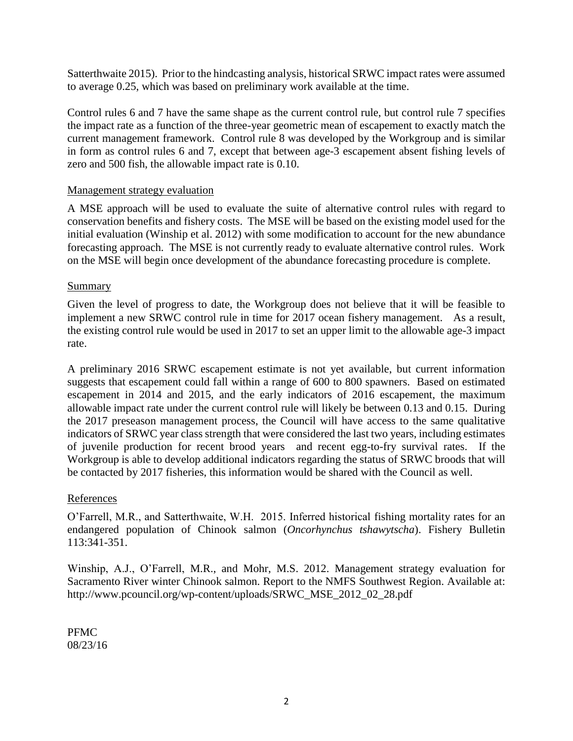Satterthwaite 2015). Prior to the hindcasting analysis, historical SRWC impact rates were assumed to average 0.25, which was based on preliminary work available at the time.

Control rules 6 and 7 have the same shape as the current control rule, but control rule 7 specifies the impact rate as a function of the three-year geometric mean of escapement to exactly match the current management framework. Control rule 8 was developed by the Workgroup and is similar in form as control rules 6 and 7, except that between age-3 escapement absent fishing levels of zero and 500 fish, the allowable impact rate is 0.10.

### Management strategy evaluation

A MSE approach will be used to evaluate the suite of alternative control rules with regard to conservation benefits and fishery costs. The MSE will be based on the existing model used for the initial evaluation (Winship et al. 2012) with some modification to account for the new abundance forecasting approach. The MSE is not currently ready to evaluate alternative control rules. Work on the MSE will begin once development of the abundance forecasting procedure is complete.

### Summary

Given the level of progress to date, the Workgroup does not believe that it will be feasible to implement a new SRWC control rule in time for 2017 ocean fishery management. As a result, the existing control rule would be used in 2017 to set an upper limit to the allowable age-3 impact rate.

A preliminary 2016 SRWC escapement estimate is not yet available, but current information suggests that escapement could fall within a range of 600 to 800 spawners. Based on estimated escapement in 2014 and 2015, and the early indicators of 2016 escapement, the maximum allowable impact rate under the current control rule will likely be between 0.13 and 0.15. During the 2017 preseason management process, the Council will have access to the same qualitative indicators of SRWC year class strength that were considered the last two years, including estimates of juvenile production for recent brood years and recent egg-to-fry survival rates. If the Workgroup is able to develop additional indicators regarding the status of SRWC broods that will be contacted by 2017 fisheries, this information would be shared with the Council as well.

### References

O'Farrell, M.R., and Satterthwaite, W.H. 2015. Inferred historical fishing mortality rates for an endangered population of Chinook salmon (*Oncorhynchus tshawytscha*). Fishery Bulletin 113:341-351.

Winship, A.J., O'Farrell, M.R., and Mohr, M.S. 2012. Management strategy evaluation for Sacramento River winter Chinook salmon. Report to the NMFS Southwest Region. Available at: http://www.pcouncil.org/wp-content/uploads/SRWC_MSE_2012_02_28.pdf

PFMC
08/23/16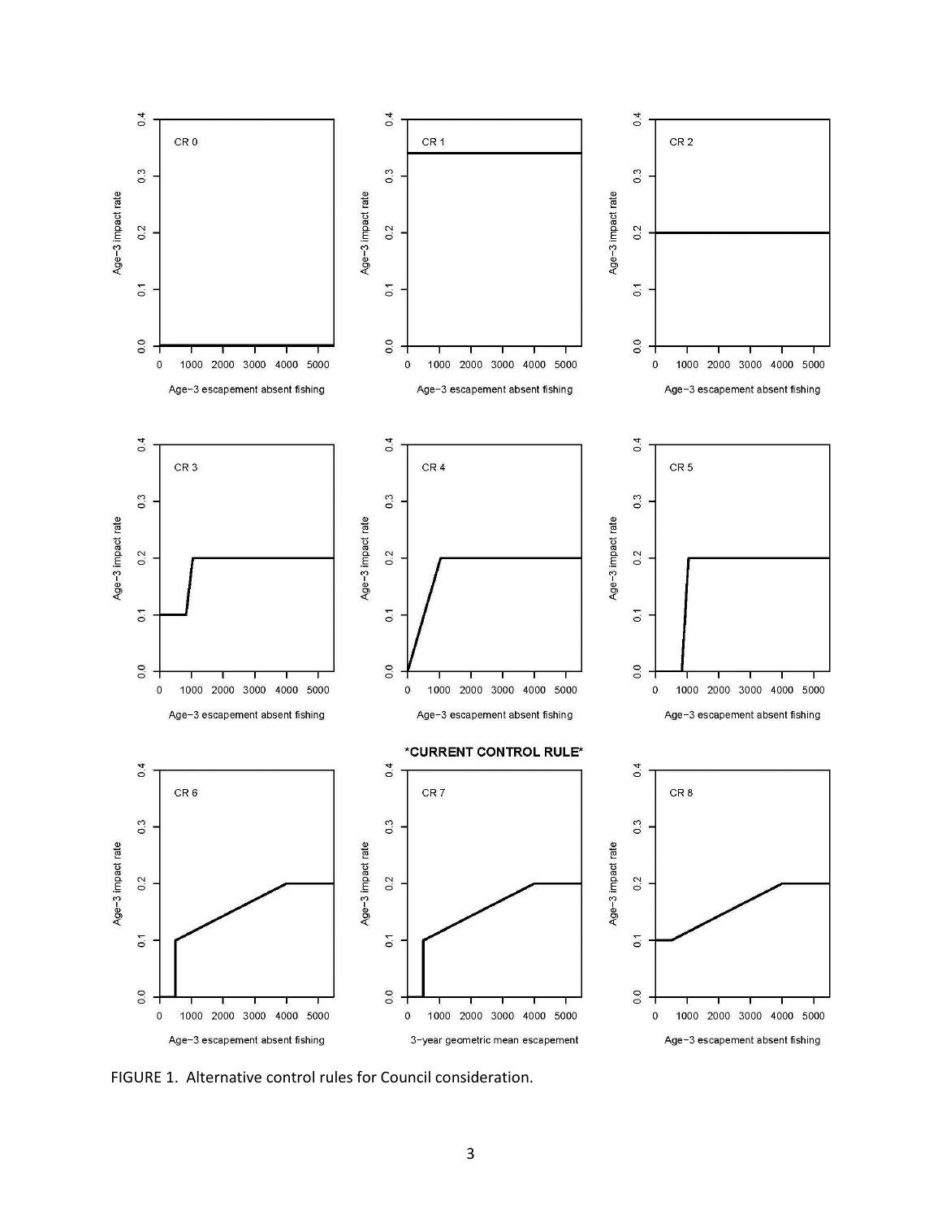CR 0

Age−3 impact rate

0.0 0.1 0.2 0.3 0.4

0 1000 2000 3000 4000 5000

Age−3 escapement absent fishing

CR 1

Age−3 impact rate

0.0 0.1 0.2 0.3 0.4

0 1000 2000 3000 4000 5000

Age−3 escapement absent fishing

CR 2

Age−3 impact rate

0.0 0.1 0.2 0.3 0.4

0 1000 2000 3000 4000 5000

Age−3 escapement absent fishing

CR 3

Age−3 impact rate

0.0 0.1 0.2 0.3 0.4

0 1000 2000 3000 4000 5000

Age−3 escapement absent fishing

CR 4

Age−3 impact rate

0.0 0.1 0.2 0.3 0.4

0 1000 2000 3000 4000 5000

Age−3 escapement absent fishing

CR 5

Age−3 impact rate

0.0 0.1 0.2 0.3 0.4

0 1000 2000 3000 4000 5000

Age−3 escapement absent fishing

CR 6

Age−3 impact rate

0.0 0.1 0.2 0.3 0.4

0 1000 2000 3000 4000 5000

Age−3 escapement absent fishing

*CURRENT CONTROL RULE*

CR 7

Age−3 impact rate

0.0 0.1 0.2 0.3 0.4

0 1000 2000 3000 4000 5000

3−year geometric mean escapement

CR 8

Age−3 impact rate

0.0 0.1 0.2 0.3 0.4

0 1000 2000 3000 4000 5000

Age−3 escapement absent fishing

FIGURE 1. Alternative control rules for Council consideration.